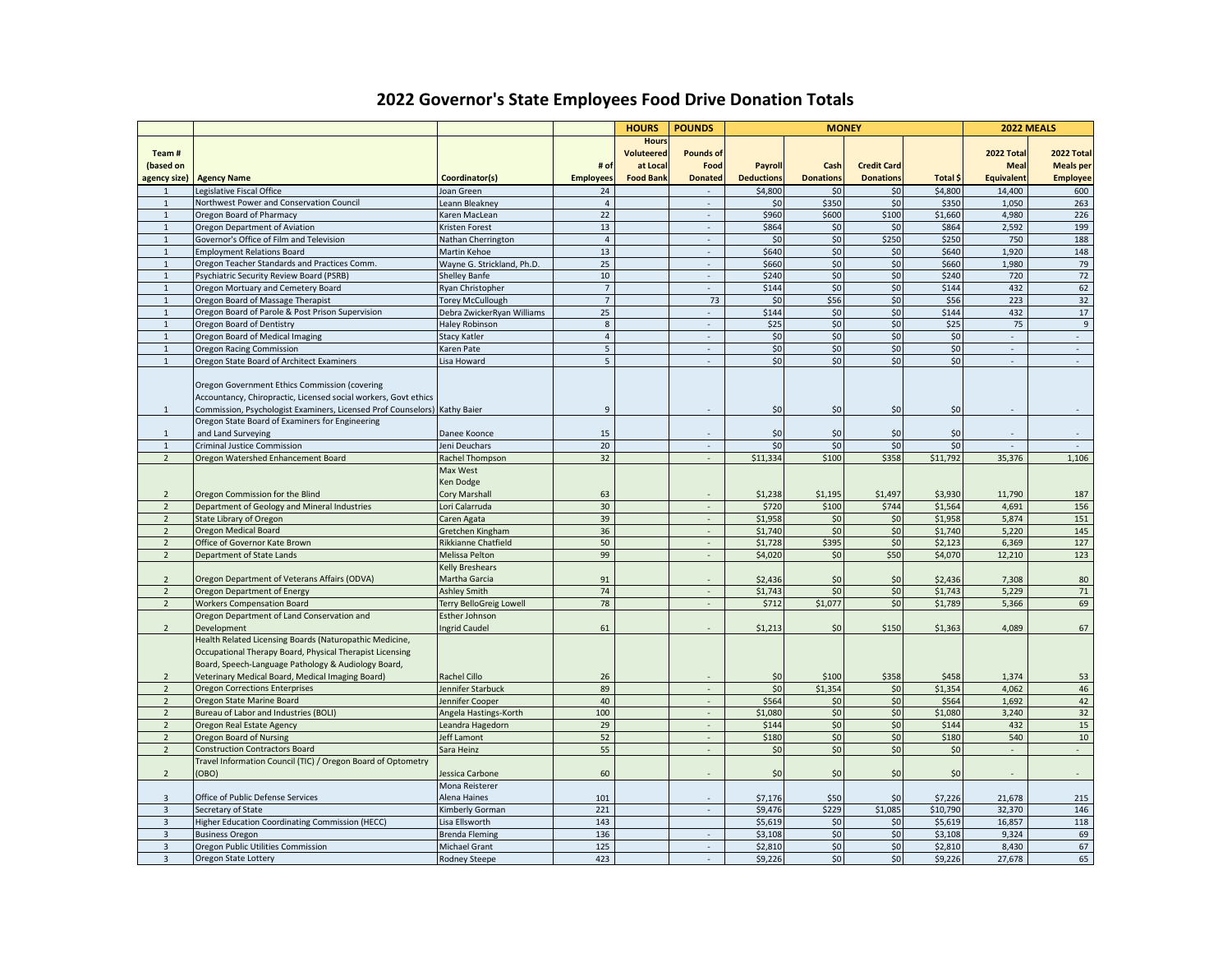# 2022 Governor's State Employees Food Drive Donation Totals

| | | | | HOURS | POUNDS | MONEY | | | | 2022 MEALS | |
|---|---|---|---|---|---|---|---|---|---|---|---|
| Team # (based on agency size) | Agency Name | Coordinator(s) | # of Employees | Hours Voluteered at Local Food Bank | Pounds of Food Donated | Payroll Deductions | Cash Donations | Credit Card Donations | Total $ | 2022 Total Meal Equivalent | 2022 Total Meals per Employee |
| 1 | Legislative Fiscal Office | Joan Green | 24 | | - | $4,800 | $0 | $0 | $4,800 | 14,400 | 600 |
| 1 | Northwest Power and Conservation Council | Leann Bleakney | 4 | | - | $0 | $350 | $0 | $350 | 1,050 | 263 |
| 1 | Oregon Board of Pharmacy | Karen MacLean | 22 | | - | $960 | $600 | $100 | $1,660 | 4,980 | 226 |
| 1 | Oregon Department of Aviation | Kristen Forest | 13 | | - | $864 | $0 | $0 | $864 | 2,592 | 199 |
| 1 | Governor's Office of Film and Television | Nathan Cherrington | 4 | | - | $0 | $0 | $250 | $250 | 750 | 188 |
| 1 | Employment Relations Board | Martin Kehoe | 13 | | - | $640 | $0 | $0 | $640 | 1,920 | 148 |
| 1 | Oregon Teacher Standards and Practices Comm. | Wayne G. Strickland, Ph.D. | 25 | | - | $660 | $0 | $0 | $660 | 1,980 | 79 |
| 1 | Psychiatric Security Review Board (PSRB) | Shelley Banfe | 10 | | - | $240 | $0 | $0 | $240 | 720 | 72 |
| 1 | Oregon Mortuary and Cemetery Board | Ryan Christopher | 7 | | - | $144 | $0 | $0 | $144 | 432 | 62 |
| 1 | Oregon Board of Massage Therapist | Torey McCullough | 7 | | 73 | $0 | $56 | $0 | $56 | 223 | 32 |
| 1 | Oregon Board of Parole & Post Prison Supervision | Debra ZwickerRyan Williams | 25 | | - | $144 | $0 | $0 | $144 | 432 | 17 |
| 1 | Oregon Board of Dentistry | Haley Robinson | 8 | | - | $25 | $0 | $0 | $25 | 75 | 9 |
| 1 | Oregon Board of Medical Imaging | Stacy Katler | 4 | | - | $0 | $0 | $0 | $0 | - | - |
| 1 | Oregon Racing Commission | Karen Pate | 5 | | - | $0 | $0 | $0 | $0 | - | - |
| 1 | Oregon State Board of Architect Examiners | Lisa Howard | 5 | | - | $0 | $0 | $0 | $0 | - | - |
| 1 | Oregon Government Ethics Commission (covering Accountancy, Chiropractic, Licensed social workers, Govt ethics Commission, Psychologist Examiners, Licensed Prof Counselors) | Kathy Baier | 9 | | - | $0 | $0 | $0 | $0 | - | - |
| 1 | Oregon State Board of Examiners for Engineering and Land Surveying | Danee Koonce | 15 | | - | $0 | $0 | $0 | $0 | - | - |
| 1 | Criminal Justice Commission | Jeni Deuchars | 20 | | - | $0 | $0 | $0 | $0 | - | - |
| 2 | Oregon Watershed Enhancement Board | Rachel Thompson | 32 | | - | $11,334 | $100 | $358 | $11,792 | 35,376 | 1,106 |
| 2 | Oregon Commission for the Blind | Max West<br>Ken Dodge<br>Cory Marshall | 63 | | - | $1,238 | $1,195 | $1,497 | $3,930 | 11,790 | 187 |
| 2 | Department of Geology and Mineral Industries | Lori Calarruda | 30 | | - | $720 | $100 | $744 | $1,564 | 4,691 | 156 |
| 2 | State Library of Oregon | Caren Agata | 39 | | - | $1,958 | $0 | $0 | $1,958 | 5,874 | 151 |
| 2 | Oregon Medical Board | Gretchen Kingham | 36 | | - | $1,740 | $0 | $0 | $1,740 | 5,220 | 145 |
| 2 | Office of Governor Kate Brown | Rikkianne Chatfield | 50 | | - | $1,728 | $395 | $0 | $2,123 | 6,369 | 127 |
| 2 | Department of State Lands | Melissa Pelton | 99 | | - | $4,020 | $0 | $50 | $4,070 | 12,210 | 123 |
| 2 | Oregon Department of Veterans Affairs (ODVA) | Kelly Breshears<br>Martha Garcia | 91 | | - | $2,436 | $0 | $0 | $2,436 | 7,308 | 80 |
| 2 | Oregon Department of Energy | Ashley Smith | 74 | | - | $1,743 | $0 | $0 | $1,743 | 5,229 | 71 |
| 2 | Workers Compensation Board | Terry BelloGreig Lowell | 78 | | - | $712 | $1,077 | $0 | $1,789 | 5,366 | 69 |
| 2 | Oregon Department of Land Conservation and Development | Esther Johnson<br>Ingrid Caudel | 61 | | - | $1,213 | $0 | $150 | $1,363 | 4,089 | 67 |
| 2 | Health Related Licensing Boards (Naturopathic Medicine, Occupational Therapy Board, Physical Therapist Licensing Board, Speech-Language Pathology & Audiology Board, Veterinary Medical Board, Medical Imaging Board) | Rachel Cillo | 26 | | - | $0 | $100 | $358 | $458 | 1,374 | 53 |
| 2 | Oregon Corrections Enterprises | Jennifer Starbuck | 89 | | - | $0 | $1,354 | $0 | $1,354 | 4,062 | 46 |
| 2 | Oregon State Marine Board | Jennifer Cooper | 40 | | - | $564 | $0 | $0 | $564 | 1,692 | 42 |
| 2 | Bureau of Labor and Industries (BOLI) | Angela Hastings-Korth | 100 | | - | $1,080 | $0 | $0 | $1,080 | 3,240 | 32 |
| 2 | Oregon Real Estate Agency | Leandra Hagedorn | 29 | | - | $144 | $0 | $0 | $144 | 432 | 15 |
| 2 | Oregon Board of Nursing | Jeff Lamont | 52 | | - | $180 | $0 | $0 | $180 | 540 | 10 |
| 2 | Construction Contractors Board | Sara Heinz | 55 | | - | $0 | $0 | $0 | $0 | - | - |
| 2 | Travel Information Council (TIC) / Oregon Board of Optometry (OBO) | Jessica Carbone | 60 | | - | $0 | $0 | $0 | $0 | - | - |
| 3 | Office of Public Defense Services | Mona Reisterer<br>Alena Haines | 101 | | - | $7,176 | $50 | $0 | $7,226 | 21,678 | 215 |
| 3 | Secretary of State | Kimberly Gorman | 221 | | - | $9,476 | $229 | $1,085 | $10,790 | 32,370 | 146 |
| 3 | Higher Education Coordinating Commission (HECC) | Lisa Ellsworth | 143 | | | $5,619 | $0 | $0 | $5,619 | 16,857 | 118 |
| 3 | Business Oregon | Brenda Fleming | 136 | | - | $3,108 | $0 | $0 | $3,108 | 9,324 | 69 |
| 3 | Oregon Public Utilities Commission | Michael Grant | 125 | | - | $2,810 | $0 | $0 | $2,810 | 8,430 | 67 |
| 3 | Oregon State Lottery | Rodney Steepe | 423 | | - | $9,226 | $0 | $0 | $9,226 | 27,678 | 65 |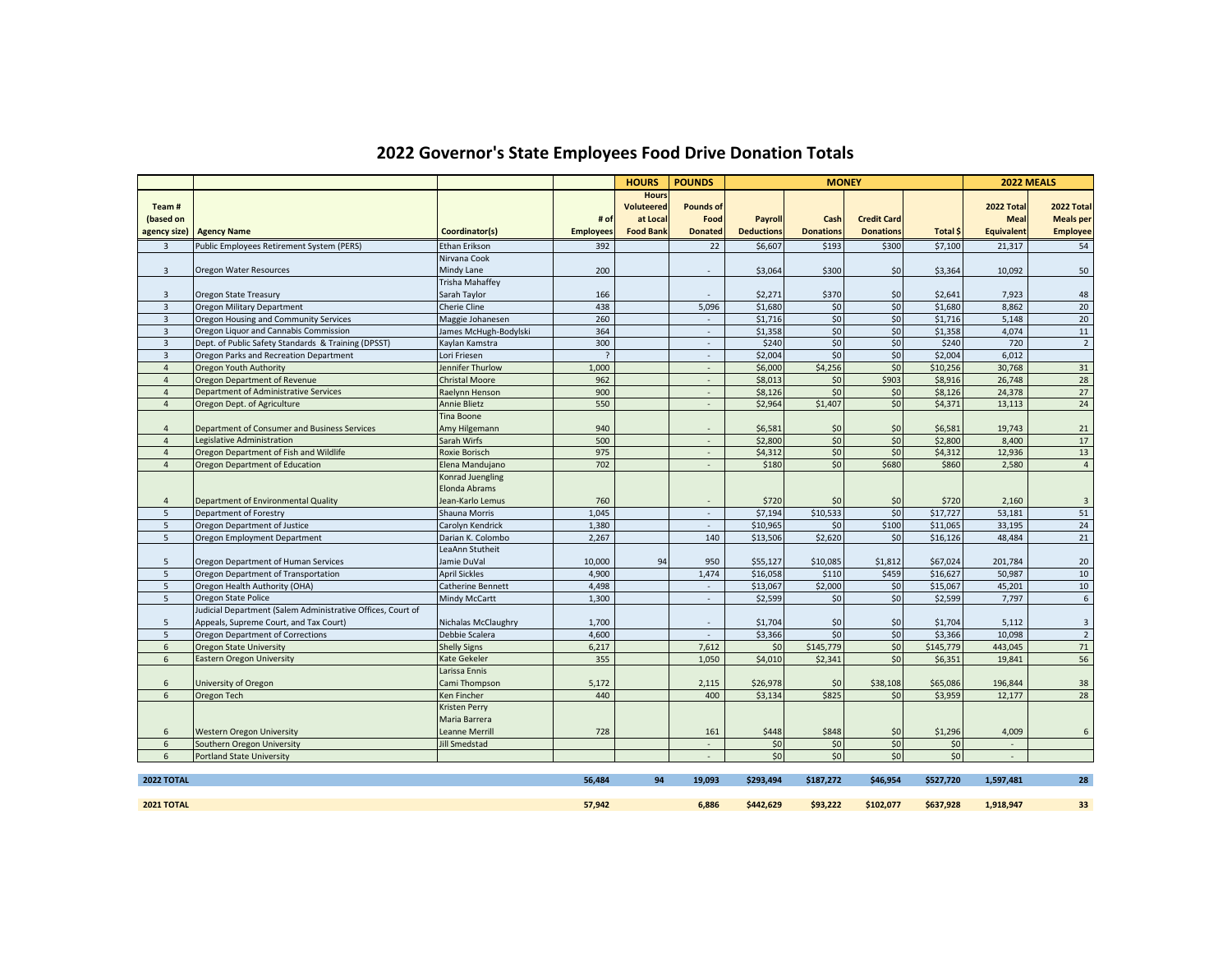# 2022 Governor's State Employees Food Drive Donation Totals

| | | | | HOURS | POUNDS | MONEY | | | | 2022 MEALS | |
|---|---|---|---|---|---|---|---|---|---|---|---|
| Team # (based on agency size) | Agency Name | Coordinator(s) | # of Employees | Hours Voluteered at Local Food Bank | Pounds of Food Donated | Payroll Deductions | Cash Donations | Credit Card Donations | Total $ | 2022 Total Meal Equivalent | 2022 Total Meals per Employee |
| 3 | Public Employees Retirement System (PERS) | Ethan Erikson | 392 | | 22 | $6,607 | $193 | $300 | $7,100 | 21,317 | 54 |
| 3 | Oregon Water Resources | Nirvana Cook<br>Mindy Lane | 200 | | - | $3,064 | $300 | $0 | $3,364 | 10,092 | 50 |
| 3 | Oregon State Treasury | Trisha Mahaffey<br>Sarah Taylor | 166 | | - | $2,271 | $370 | $0 | $2,641 | 7,923 | 48 |
| 3 | Oregon Military Department | Cherie Cline | 438 | | 5,096 | $1,680 | $0 | $0 | $1,680 | 8,862 | 20 |
| 3 | Oregon Housing and Community Services | Maggie Johanesen | 260 | | - | $1,716 | $0 | $0 | $1,716 | 5,148 | 20 |
| 3 | Oregon Liquor and Cannabis Commission | James McHugh-Bodylski | 364 | | - | $1,358 | $0 | $0 | $1,358 | 4,074 | 11 |
| 3 | Dept. of Public Safety Standards & Training (DPSST) | Kaylan Kamstra | 300 | | - | $240 | $0 | $0 | $240 | 720 | 2 |
| 3 | Oregon Parks and Recreation Department | Lori Friesen | ? | | - | $2,004 | $0 | $0 | $2,004 | 6,012 | |
| 4 | Oregon Youth Authority | Jennifer Thurlow | 1,000 | | - | $6,000 | $4,256 | $0 | $10,256 | 30,768 | 31 |
| 4 | Oregon Department of Revenue | Christal Moore | 962 | | - | $8,013 | $0 | $903 | $8,916 | 26,748 | 28 |
| 4 | Department of Administrative Services | Raelynn Henson | 900 | | - | $8,126 | $0 | $0 | $8,126 | 24,378 | 27 |
| 4 | Oregon Dept. of Agriculture | Annie Blietz | 550 | | - | $2,964 | $1,407 | $0 | $4,371 | 13,113 | 24 |
| 4 | Department of Consumer and Business Services | Tina Boone<br>Amy Hilgemann | 940 | | - | $6,581 | $0 | $0 | $6,581 | 19,743 | 21 |
| 4 | Legislative Administration | Sarah Wirfs | 500 | | - | $2,800 | $0 | $0 | $2,800 | 8,400 | 17 |
| 4 | Oregon Department of Fish and Wildlife | Roxie Borisch | 975 | | - | $4,312 | $0 | $0 | $4,312 | 12,936 | 13 |
| 4 | Oregon Department of Education | Elena Mandujano | 702 | | - | $180 | $0 | $680 | $860 | 2,580 | 4 |
| 4 | Department of Environmental Quality | Konrad Juengling<br>Elonda Abrams<br>Jean-Karlo Lemus | 760 | | - | $720 | $0 | $0 | $720 | 2,160 | 3 |
| 5 | Department of Forestry | Shauna Morris | 1,045 | | - | $7,194 | $10,533 | $0 | $17,727 | 53,181 | 51 |
| 5 | Oregon Department of Justice | Carolyn Kendrick | 1,380 | | - | $10,965 | $0 | $100 | $11,065 | 33,195 | 24 |
| 5 | Oregon Employment Department | Darian K. Colombo | 2,267 | | 140 | $13,506 | $2,620 | $0 | $16,126 | 48,484 | 21 |
| 5 | Oregon Department of Human Services | LeaAnn Stutheit<br>Jamie DuVal | 10,000 | 94 | 950 | $55,127 | $10,085 | $1,812 | $67,024 | 201,784 | 20 |
| 5 | Oregon Department of Transportation | April Sickles | 4,900 | | 1,474 | $16,058 | $110 | $459 | $16,627 | 50,987 | 10 |
| 5 | Oregon Health Authority (OHA) | Catherine Bennett | 4,498 | | - | $13,067 | $2,000 | $0 | $15,067 | 45,201 | 10 |
| 5 | Oregon State Police | Mindy McCartt | 1,300 | | - | $2,599 | $0 | $0 | $2,599 | 7,797 | 6 |
| 5 | Judicial Department (Salem Administrative Offices, Court of Appeals, Supreme Court, and Tax Court) | Nichalas McClaughry | 1,700 | | - | $1,704 | $0 | $0 | $1,704 | 5,112 | 3 |
| 5 | Oregon Department of Corrections | Debbie Scalera | 4,600 | | - | $3,366 | $0 | $0 | $3,366 | 10,098 | 2 |
| 6 | Oregon State University | Shelly Signs | 6,217 | | 7,612 | $0 | $145,779 | $0 | $145,779 | 443,045 | 71 |
| 6 | Eastern Oregon University | Kate Gekeler | 355 | | 1,050 | $4,010 | $2,341 | $0 | $6,351 | 19,841 | 56 |
| 6 | University of Oregon | Larissa Ennis<br>Cami Thompson | 5,172 | | 2,115 | $26,978 | $0 | $38,108 | $65,086 | 196,844 | 38 |
| 6 | Oregon Tech | Ken Fincher | 440 | | 400 | $3,134 | $825 | $0 | $3,959 | 12,177 | 28 |
| 6 | Western Oregon University | Kristen Perry<br>Maria Barrera<br>Leanne Merrill | 728 | | 161 | $448 | $848 | $0 | $1,296 | 4,009 | 6 |
| 6 | Southern Oregon University | Jill Smedstad | | | - | $0 | $0 | $0 | $0 | - | |
| 6 | Portland State University | | | | - | $0 | $0 | $0 | $0 | - | |
| **2022 TOTAL** | | | **56,484** | **94** | **19,093** | **$293,494** | **$187,272** | **$46,954** | **$527,720** | **1,597,481** | **28** |
| **2021 TOTAL** | | | **57,942** | | **6,886** | **$442,629** | **$93,222** | **$102,077** | **$637,928** | **1,918,947** | **33** |